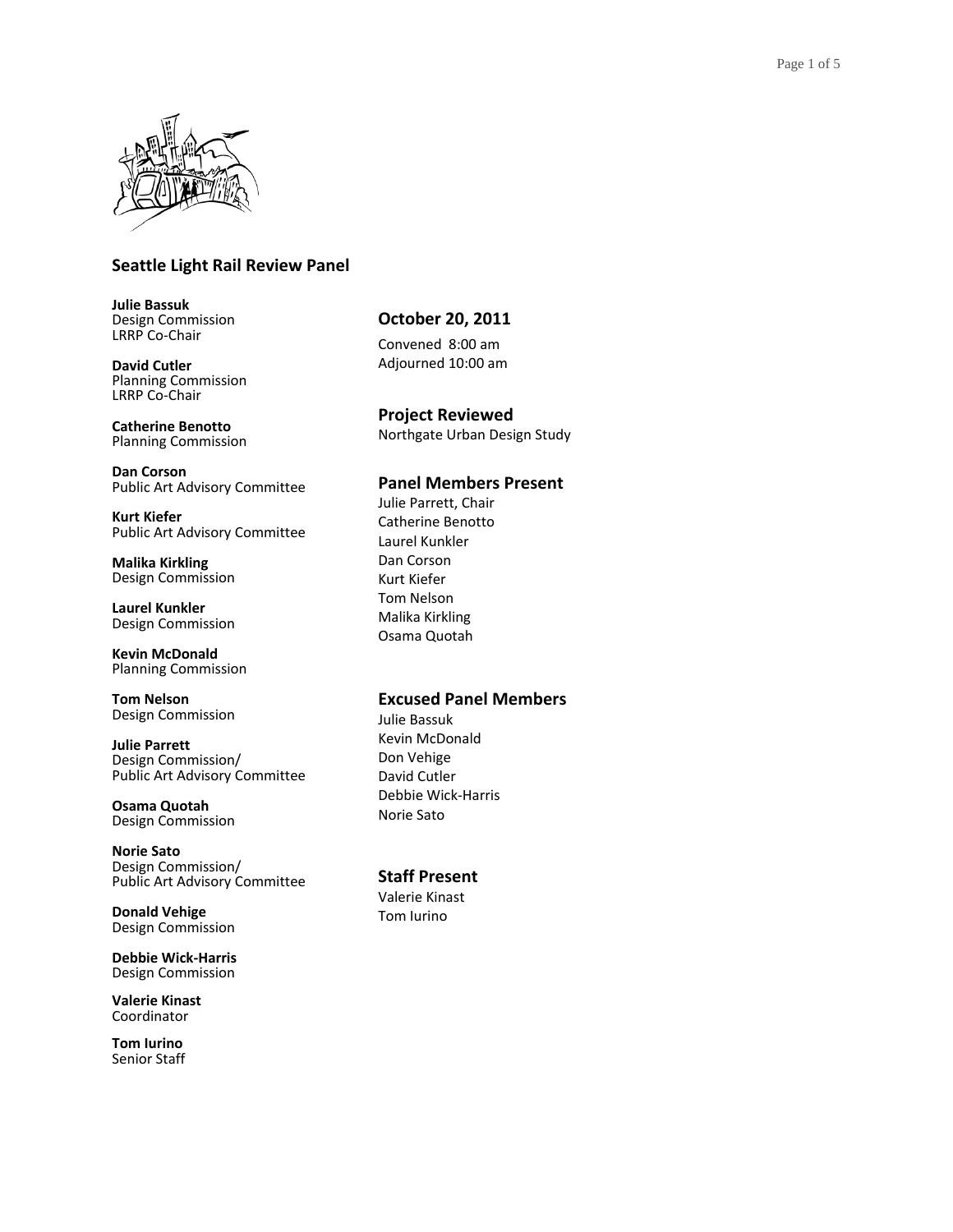# Seattle Light Rail Review Panel

**Julie Bassuk**
Design Commission
LRRP Co-Chair

**David Cutler**
Planning Commission
LRRP Co-Chair

**Catherine Benotto**
Planning Commission

**Dan Corson**
Public Art Advisory Committee

**Kurt Kiefer**
Public Art Advisory Committee

**Malika Kirkling**
Design Commission

**Laurel Kunkler**
Design Commission

**Kevin McDonald**
Planning Commission

**Tom Nelson**
Design Commission

**Julie Parrett**
Design Commission/
Public Art Advisory Committee

**Osama Quotah**
Design Commission

**Norie Sato**
Design Commission/
Public Art Advisory Committee

**Donald Vehige**
Design Commission

**Debbie Wick-Harris**
Design Commission

**Valerie Kinast**
Coordinator

**Tom Iurino**
Senior Staff

## October 20, 2011

Convened 8:00 am
Adjourned 10:00 am

## Project Reviewed

Northgate Urban Design Study

## Panel Members Present

Julie Parrett, Chair
Catherine Benotto
Laurel Kunkler
Dan Corson
Kurt Kiefer
Tom Nelson
Malika Kirkling
Osama Quotah

## Excused Panel Members

Julie Bassuk
Kevin McDonald
Don Vehige
David Cutler
Debbie Wick-Harris
Norie Sato

## Staff Present

Valerie Kinast
Tom Iurino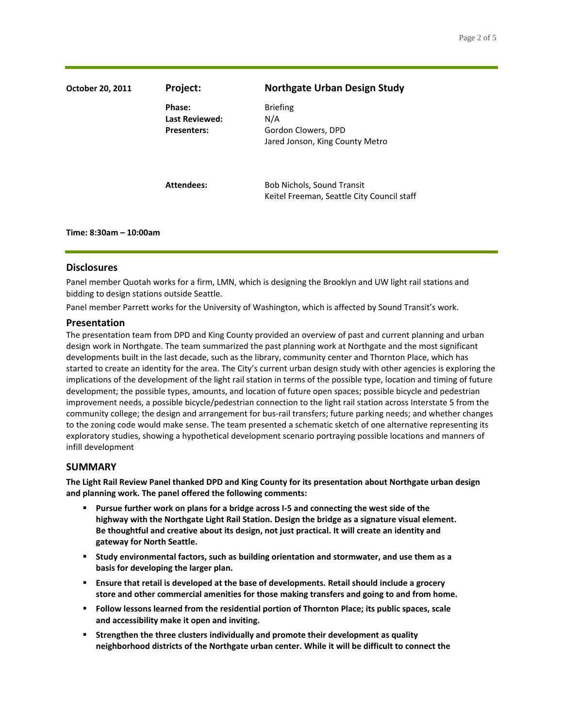**October 20, 2011**

| | | |
|---|---|---|
| **Project:** | **Northgate Urban Design Study** | |
| **Phase:** | Briefing | |
| **Last Reviewed:** | N/A | |
| **Presenters:** | Gordon Clowers, DPD<br>Jared Jonson, King County Metro | |
| **Attendees:** | Bob Nichols, Sound Transit<br>Keitel Freeman, Seattle City Council staff | |

**Time: 8:30am – 10:00am**

## Disclosures

Panel member Quotah works for a firm, LMN, which is designing the Brooklyn and UW light rail stations and bidding to design stations outside Seattle.

Panel member Parrett works for the University of Washington, which is affected by Sound Transit's work.

## Presentation

The presentation team from DPD and King County provided an overview of past and current planning and urban design work in Northgate. The team summarized the past planning work at Northgate and the most significant developments built in the last decade, such as the library, community center and Thornton Place, which has started to create an identity for the area. The City's current urban design study with other agencies is exploring the implications of the development of the light rail station in terms of the possible type, location and timing of future development; the possible types, amounts, and location of future open spaces; possible bicycle and pedestrian improvement needs, a possible bicycle/pedestrian connection to the light rail station across Interstate 5 from the community college; the design and arrangement for bus-rail transfers; future parking needs; and whether changes to the zoning code would make sense. The team presented a schematic sketch of one alternative representing its exploratory studies, showing a hypothetical development scenario portraying possible locations and manners of infill development

## SUMMARY

**The Light Rail Review Panel thanked DPD and King County for its presentation about Northgate urban design and planning work. The panel offered the following comments:**

- **Pursue further work on plans for a bridge across I-5 and connecting the west side of the highway with the Northgate Light Rail Station. Design the bridge as a signature visual element. Be thoughtful and creative about its design, not just practical. It will create an identity and gateway for North Seattle.**
- **Study environmental factors, such as building orientation and stormwater, and use them as a basis for developing the larger plan.**
- **Ensure that retail is developed at the base of developments. Retail should include a grocery store and other commercial amenities for those making transfers and going to and from home.**
- **Follow lessons learned from the residential portion of Thornton Place; its public spaces, scale and accessibility make it open and inviting.**
- **Strengthen the three clusters individually and promote their development as quality neighborhood districts of the Northgate urban center. While it will be difficult to connect the**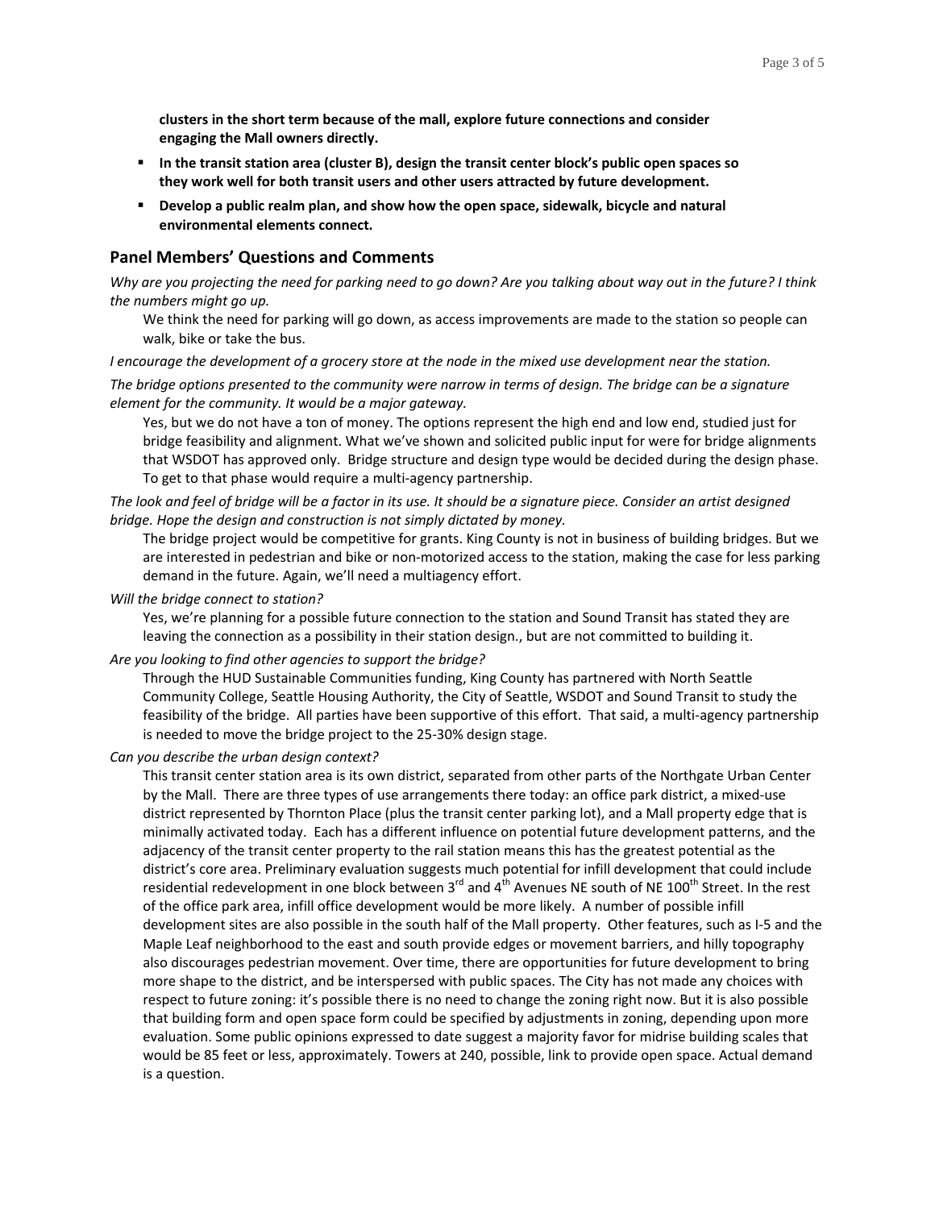**clusters in the short term because of the mall, explore future connections and consider engaging the Mall owners directly.**

- **In the transit station area (cluster B), design the transit center block's public open spaces so they work well for both transit users and other users attracted by future development.**
- **Develop a public realm plan, and show how the open space, sidewalk, bicycle and natural environmental elements connect.**

## Panel Members' Questions and Comments

*Why are you projecting the need for parking need to go down? Are you talking about way out in the future? I think the numbers might go up.*

We think the need for parking will go down, as access improvements are made to the station so people can walk, bike or take the bus.

*I encourage the development of a grocery store at the node in the mixed use development near the station.*

*The bridge options presented to the community were narrow in terms of design. The bridge can be a signature element for the community. It would be a major gateway.*

Yes, but we do not have a ton of money. The options represent the high end and low end, studied just for bridge feasibility and alignment. What we've shown and solicited public input for were for bridge alignments that WSDOT has approved only. Bridge structure and design type would be decided during the design phase. To get to that phase would require a multi-agency partnership.

*The look and feel of bridge will be a factor in its use. It should be a signature piece. Consider an artist designed bridge. Hope the design and construction is not simply dictated by money.*

The bridge project would be competitive for grants. King County is not in business of building bridges. But we are interested in pedestrian and bike or non-motorized access to the station, making the case for less parking demand in the future. Again, we'll need a multiagency effort.

*Will the bridge connect to station?*

Yes, we're planning for a possible future connection to the station and Sound Transit has stated they are leaving the connection as a possibility in their station design., but are not committed to building it.

*Are you looking to find other agencies to support the bridge?*

Through the HUD Sustainable Communities funding, King County has partnered with North Seattle Community College, Seattle Housing Authority, the City of Seattle, WSDOT and Sound Transit to study the feasibility of the bridge. All parties have been supportive of this effort. That said, a multi-agency partnership is needed to move the bridge project to the 25-30% design stage.

*Can you describe the urban design context?*

This transit center station area is its own district, separated from other parts of the Northgate Urban Center by the Mall. There are three types of use arrangements there today: an office park district, a mixed-use district represented by Thornton Place (plus the transit center parking lot), and a Mall property edge that is minimally activated today. Each has a different influence on potential future development patterns, and the adjacency of the transit center property to the rail station means this has the greatest potential as the district's core area. Preliminary evaluation suggests much potential for infill development that could include residential redevelopment in one block between 3rd and 4th Avenues NE south of NE 100th Street. In the rest of the office park area, infill office development would be more likely. A number of possible infill development sites are also possible in the south half of the Mall property. Other features, such as I-5 and the Maple Leaf neighborhood to the east and south provide edges or movement barriers, and hilly topography also discourages pedestrian movement. Over time, there are opportunities for future development to bring more shape to the district, and be interspersed with public spaces. The City has not made any choices with respect to future zoning: it's possible there is no need to change the zoning right now. But it is also possible that building form and open space form could be specified by adjustments in zoning, depending upon more evaluation. Some public opinions expressed to date suggest a majority favor for midrise building scales that would be 85 feet or less, approximately. Towers at 240, possible, link to provide open space. Actual demand is a question.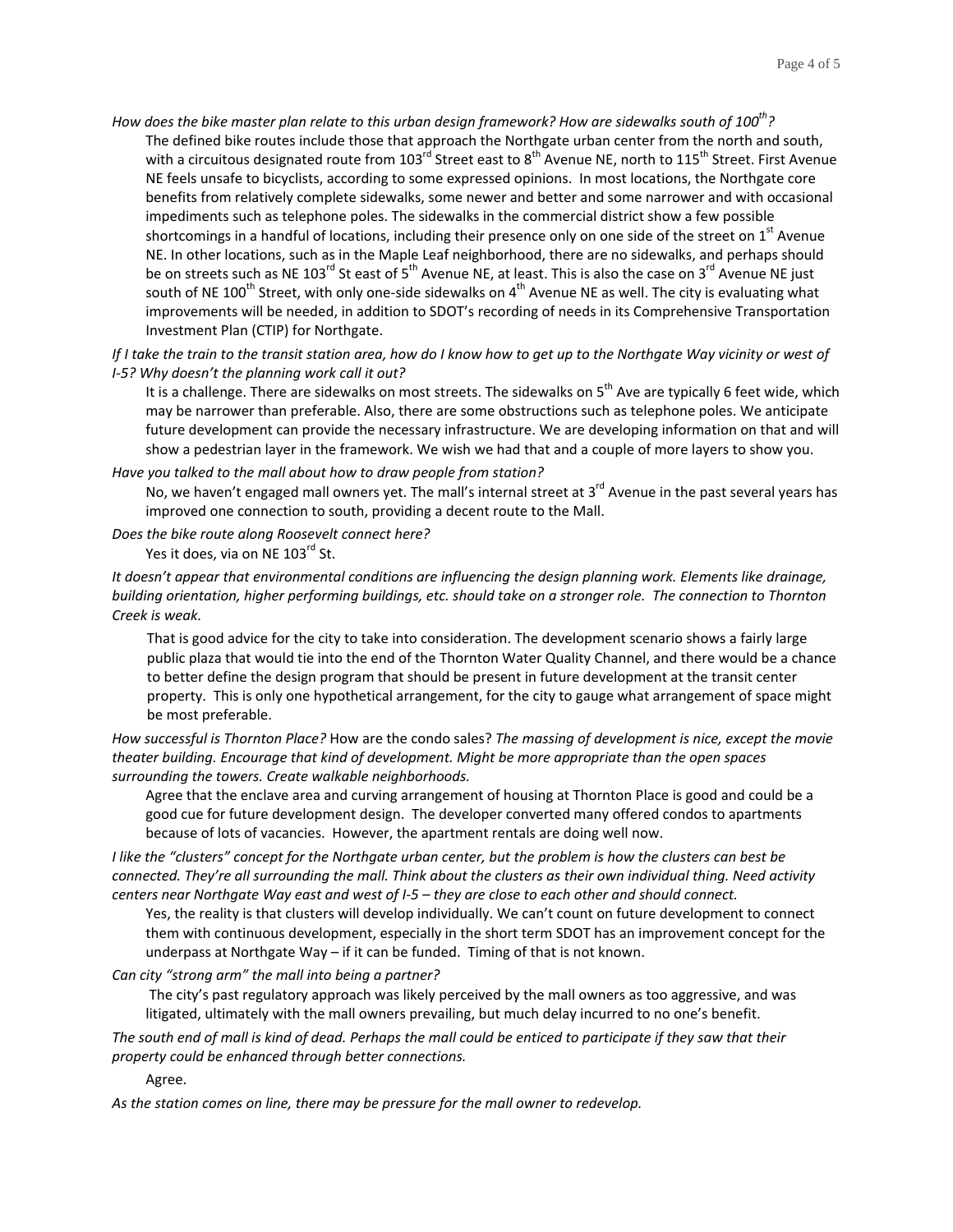*How does the bike master plan relate to this urban design framework? How are sidewalks south of 100th?*

The defined bike routes include those that approach the Northgate urban center from the north and south, with a circuitous designated route from 103rd Street east to 8th Avenue NE, north to 115th Street. First Avenue NE feels unsafe to bicyclists, according to some expressed opinions. In most locations, the Northgate core benefits from relatively complete sidewalks, some newer and better and some narrower and with occasional impediments such as telephone poles. The sidewalks in the commercial district show a few possible shortcomings in a handful of locations, including their presence only on one side of the street on 1st Avenue NE. In other locations, such as in the Maple Leaf neighborhood, there are no sidewalks, and perhaps should be on streets such as NE 103rd St east of 5th Avenue NE, at least. This is also the case on 3rd Avenue NE just south of NE 100th Street, with only one-side sidewalks on 4th Avenue NE as well. The city is evaluating what improvements will be needed, in addition to SDOT's recording of needs in its Comprehensive Transportation Investment Plan (CTIP) for Northgate.

*If I take the train to the transit station area, how do I know how to get up to the Northgate Way vicinity or west of I-5? Why doesn't the planning work call it out?*

It is a challenge. There are sidewalks on most streets. The sidewalks on 5th Ave are typically 6 feet wide, which may be narrower than preferable. Also, there are some obstructions such as telephone poles. We anticipate future development can provide the necessary infrastructure. We are developing information on that and will show a pedestrian layer in the framework. We wish we had that and a couple of more layers to show you.

*Have you talked to the mall about how to draw people from station?*

No, we haven't engaged mall owners yet. The mall's internal street at 3rd Avenue in the past several years has improved one connection to south, providing a decent route to the Mall.

*Does the bike route along Roosevelt connect here?*

Yes it does, via on NE 103rd St.

*It doesn't appear that environmental conditions are influencing the design planning work. Elements like drainage, building orientation, higher performing buildings, etc. should take on a stronger role. The connection to Thornton Creek is weak.*

That is good advice for the city to take into consideration. The development scenario shows a fairly large public plaza that would tie into the end of the Thornton Water Quality Channel, and there would be a chance to better define the design program that should be present in future development at the transit center property. This is only one hypothetical arrangement, for the city to gauge what arrangement of space might be most preferable.

*How successful is Thornton Place?* How are the condo sales? *The massing of development is nice, except the movie theater building. Encourage that kind of development. Might be more appropriate than the open spaces surrounding the towers. Create walkable neighborhoods.*

Agree that the enclave area and curving arrangement of housing at Thornton Place is good and could be a good cue for future development design. The developer converted many offered condos to apartments because of lots of vacancies. However, the apartment rentals are doing well now.

*I like the "clusters" concept for the Northgate urban center, but the problem is how the clusters can best be connected. They're all surrounding the mall. Think about the clusters as their own individual thing. Need activity centers near Northgate Way east and west of I-5 – they are close to each other and should connect.*

Yes, the reality is that clusters will develop individually. We can't count on future development to connect them with continuous development, especially in the short term SDOT has an improvement concept for the underpass at Northgate Way – if it can be funded. Timing of that is not known.

*Can city "strong arm" the mall into being a partner?*

The city's past regulatory approach was likely perceived by the mall owners as too aggressive, and was litigated, ultimately with the mall owners prevailing, but much delay incurred to no one's benefit.

*The south end of mall is kind of dead. Perhaps the mall could be enticed to participate if they saw that their property could be enhanced through better connections.*

Agree.

*As the station comes on line, there may be pressure for the mall owner to redevelop.*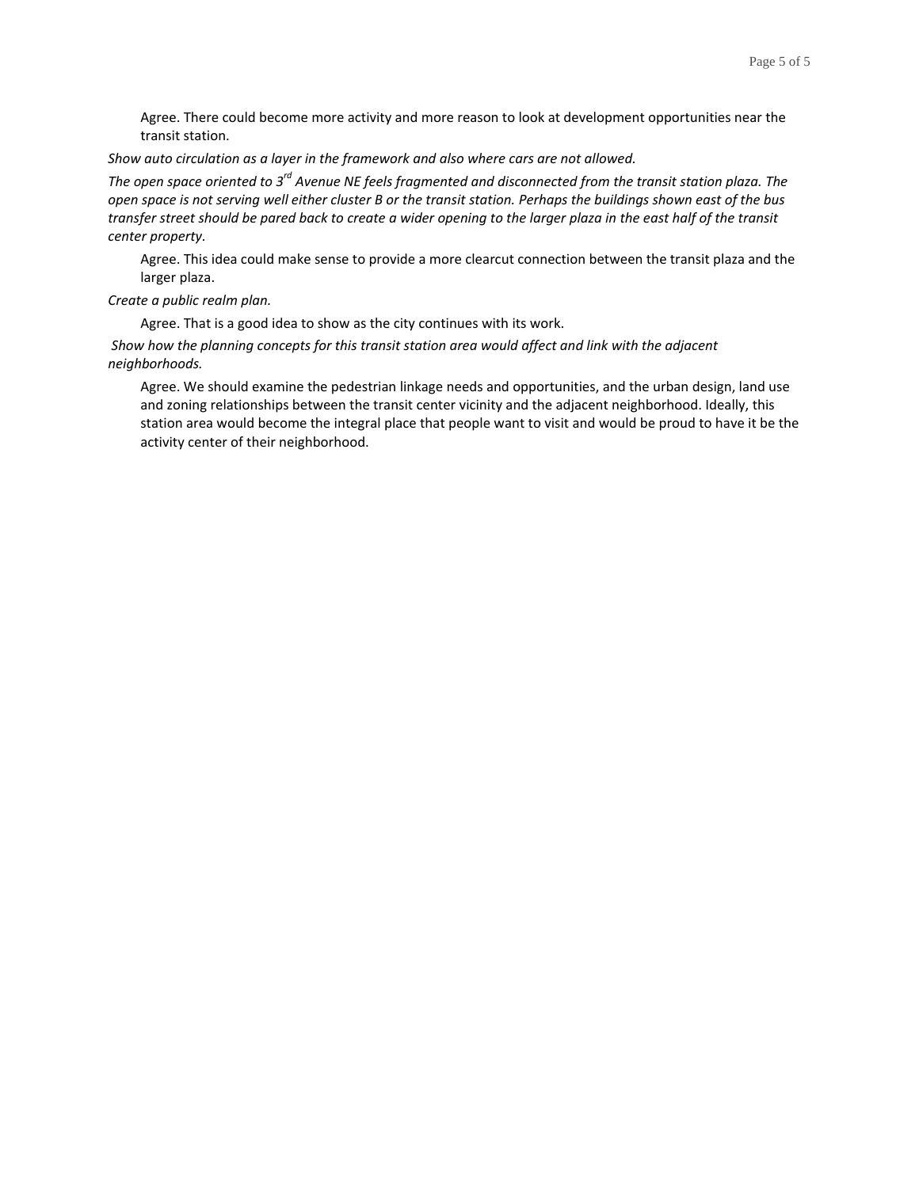Agree. There could become more activity and more reason to look at development opportunities near the transit station.

*Show auto circulation as a layer in the framework and also where cars are not allowed.*

*The open space oriented to 3rd Avenue NE feels fragmented and disconnected from the transit station plaza. The open space is not serving well either cluster B or the transit station. Perhaps the buildings shown east of the bus transfer street should be pared back to create a wider opening to the larger plaza in the east half of the transit center property.*

Agree. This idea could make sense to provide a more clearcut connection between the transit plaza and the larger plaza.

*Create a public realm plan.*

Agree. That is a good idea to show as the city continues with its work.

*Show how the planning concepts for this transit station area would affect and link with the adjacent neighborhoods.*

Agree. We should examine the pedestrian linkage needs and opportunities, and the urban design, land use and zoning relationships between the transit center vicinity and the adjacent neighborhood. Ideally, this station area would become the integral place that people want to visit and would be proud to have it be the activity center of their neighborhood.